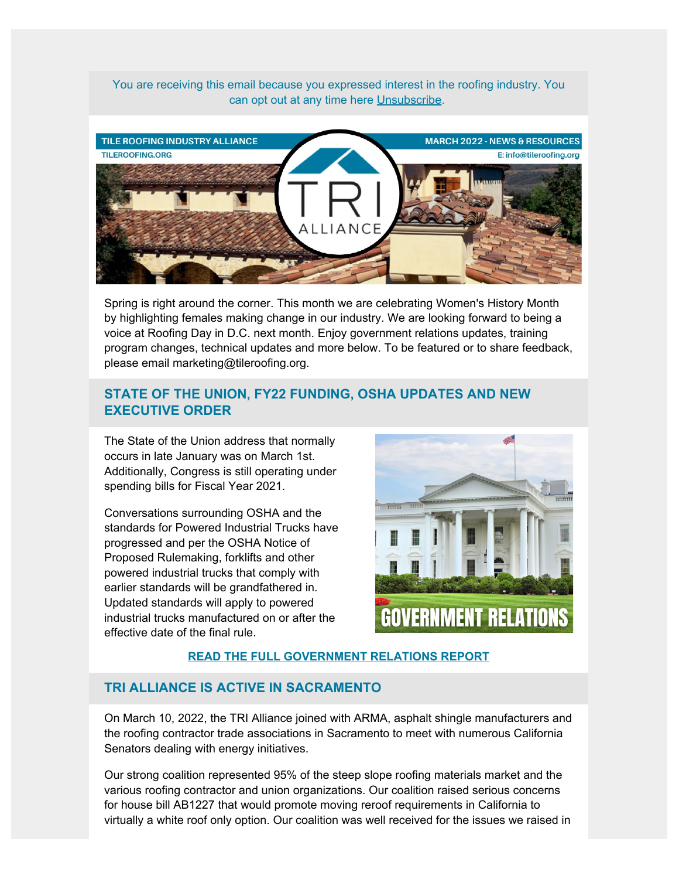You are receiving this email because you expressed interest in the roofing industry. You can opt out at any time here Unsubscribe.

TILE ROOFING INDUSTRY ALLIANCE
TILEROOFING.ORG

MARCH 2022 - NEWS & RESOURCES
E: info@tileroofing.org

Spring is right around the corner. This month we are celebrating Women's History Month by highlighting females making change in our industry. We are looking forward to being a voice at Roofing Day in D.C. next month. Enjoy government relations updates, training program changes, technical updates and more below. To be featured or to share feedback, please email marketing@tileroofing.org.

## STATE OF THE UNION, FY22 FUNDING, OSHA UPDATES AND NEW EXECUTIVE ORDER

The State of the Union address that normally occurs in late January was on March 1st. Additionally, Congress is still operating under spending bills for Fiscal Year 2021.

Conversations surrounding OSHA and the standards for Powered Industrial Trucks have progressed and per the OSHA Notice of Proposed Rulemaking, forklifts and other powered industrial trucks that comply with earlier standards will be grandfathered in. Updated standards will apply to powered industrial trucks manufactured on or after the effective date of the final rule.

GOVERNMENT RELATIONS

**READ THE FULL GOVERNMENT RELATIONS REPORT**

## TRI ALLIANCE IS ACTIVE IN SACRAMENTO

On March 10, 2022, the TRI Alliance joined with ARMA, asphalt shingle manufacturers and the roofing contractor trade associations in Sacramento to meet with numerous California Senators dealing with energy initiatives.

Our strong coalition represented 95% of the steep slope roofing materials market and the various roofing contractor and union organizations. Our coalition raised serious concerns for house bill AB1227 that would promote moving reroof requirements in California to virtually a white roof only option. Our coalition was well received for the issues we raised in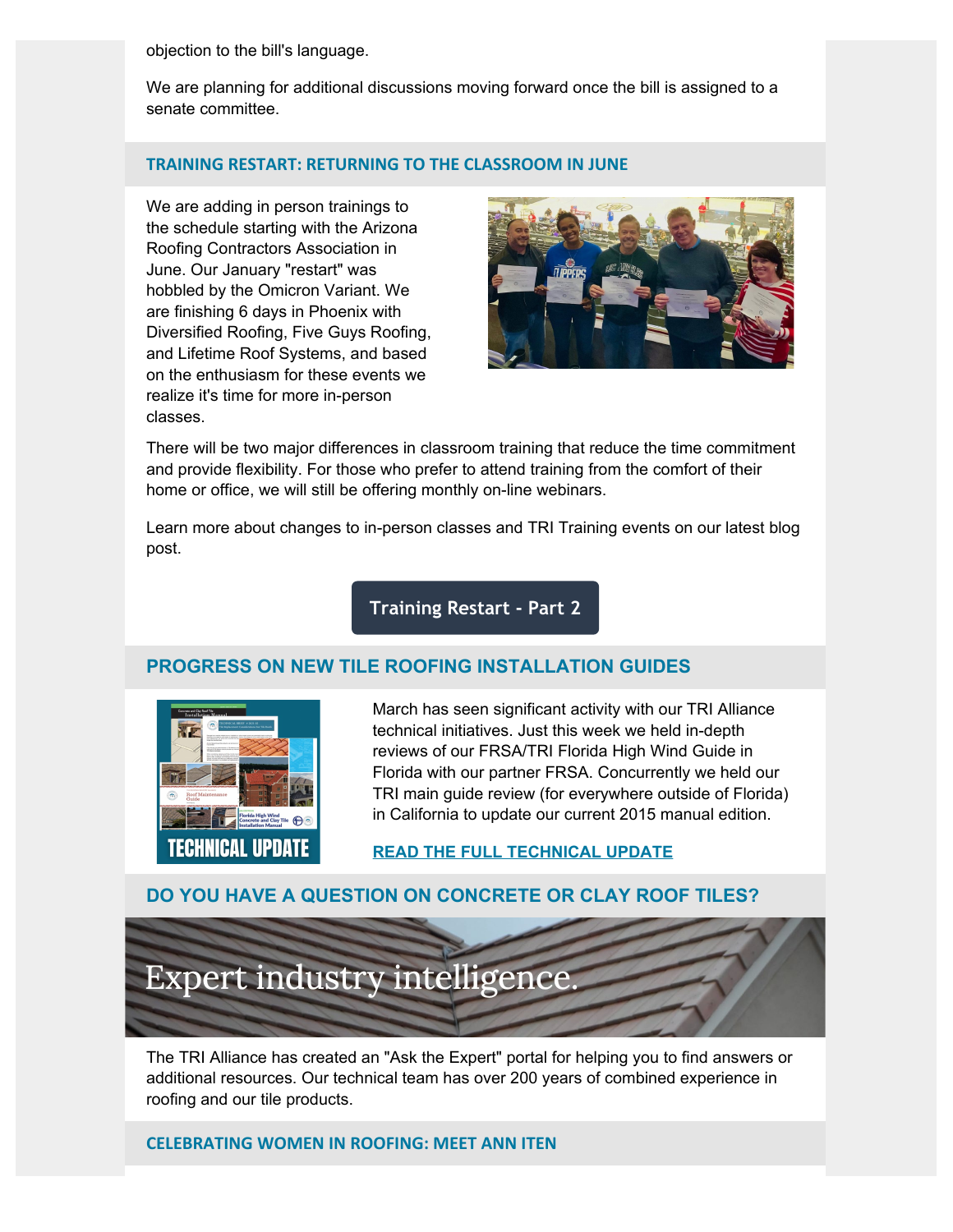objection to the bill's language.

We are planning for additional discussions moving forward once the bill is assigned to a senate committee.

## TRAINING RESTART: RETURNING TO THE CLASSROOM IN JUNE

We are adding in person trainings to the schedule starting with the Arizona Roofing Contractors Association in June. Our January "restart" was hobbled by the Omicron Variant. We are finishing 6 days in Phoenix with Diversified Roofing, Five Guys Roofing, and Lifetime Roof Systems, and based on the enthusiasm for these events we realize it's time for more in-person classes.

There will be two major differences in classroom training that reduce the time commitment and provide flexibility. For those who prefer to attend training from the comfort of their home or office, we will still be offering monthly on-line webinars.

Learn more about changes to in-person classes and TRI Training events on our latest blog post.

**Training Restart - Part 2**

## PROGRESS ON NEW TILE ROOFING INSTALLATION GUIDES

March has seen significant activity with our TRI Alliance technical initiatives. Just this week we held in-depth reviews of our FRSA/TRI Florida High Wind Guide in Florida with our partner FRSA. Concurrently we held our TRI main guide review (for everywhere outside of Florida) in California to update our current 2015 manual edition.

**READ THE FULL TECHNICAL UPDATE**

## DO YOU HAVE A QUESTION ON CONCRETE OR CLAY ROOF TILES?

Expert industry intelligence.

The TRI Alliance has created an "Ask the Expert" portal for helping you to find answers or additional resources. Our technical team has over 200 years of combined experience in roofing and our tile products.

## CELEBRATING WOMEN IN ROOFING: MEET ANN ITEN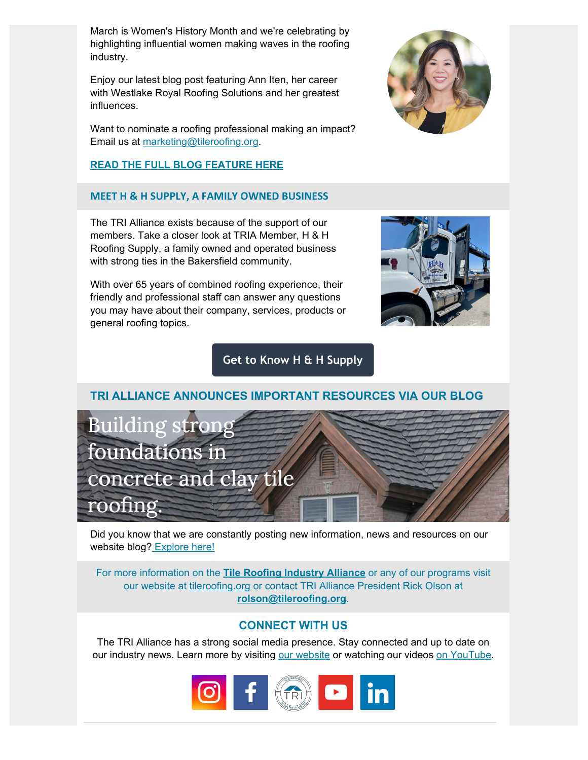March is Women's History Month and we're celebrating by highlighting influential women making waves in the roofing industry.

Enjoy our latest blog post featuring Ann Iten, her career with Westlake Royal Roofing Solutions and her greatest influences.

Want to nominate a roofing professional making an impact? Email us at marketing@tileroofing.org.

**READ THE FULL BLOG FEATURE HERE**

## MEET H & H SUPPLY, A FAMILY OWNED BUSINESS

The TRI Alliance exists because of the support of our members. Take a closer look at TRIA Member, H & H Roofing Supply, a family owned and operated business with strong ties in the Bakersfield community.

With over 65 years of combined roofing experience, their friendly and professional staff can answer any questions you may have about their company, services, products or general roofing topics.

Get to Know H & H Supply

## TRI ALLIANCE ANNOUNCES IMPORTANT RESOURCES VIA OUR BLOG

Building strong foundations in concrete and clay tile roofing.

Did you know that we are constantly posting new information, news and resources on our website blog? Explore here!

For more information on the **Tile Roofing Industry Alliance** or any of our programs visit our website at tileroofing.org or contact TRI Alliance President Rick Olson at **rolson@tileroofing.org**.

## CONNECT WITH US

The TRI Alliance has a strong social media presence. Stay connected and up to date on our industry news. Learn more by visiting our website or watching our videos on YouTube.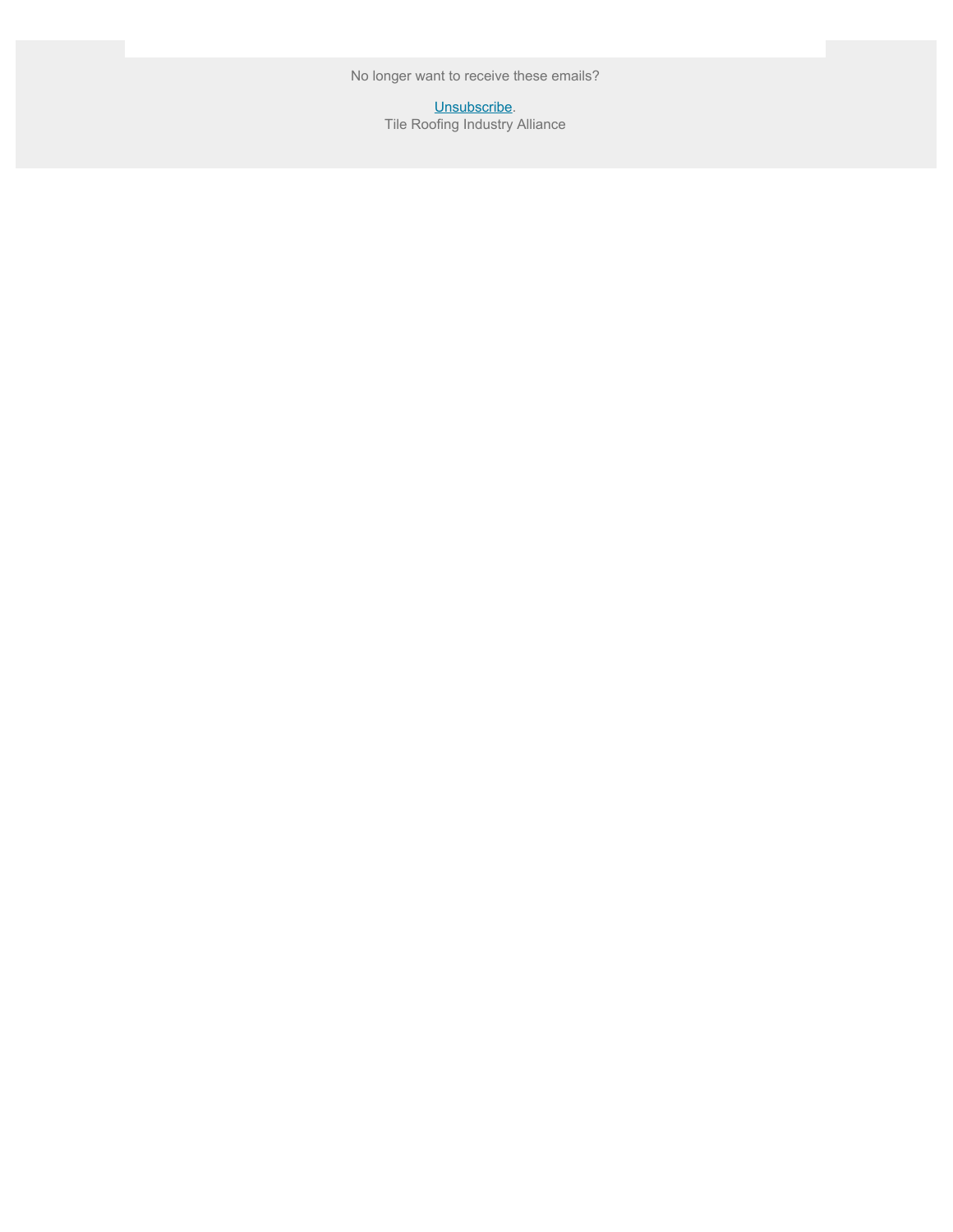No longer want to receive these emails?

Unsubscribe.
Tile Roofing Industry Alliance